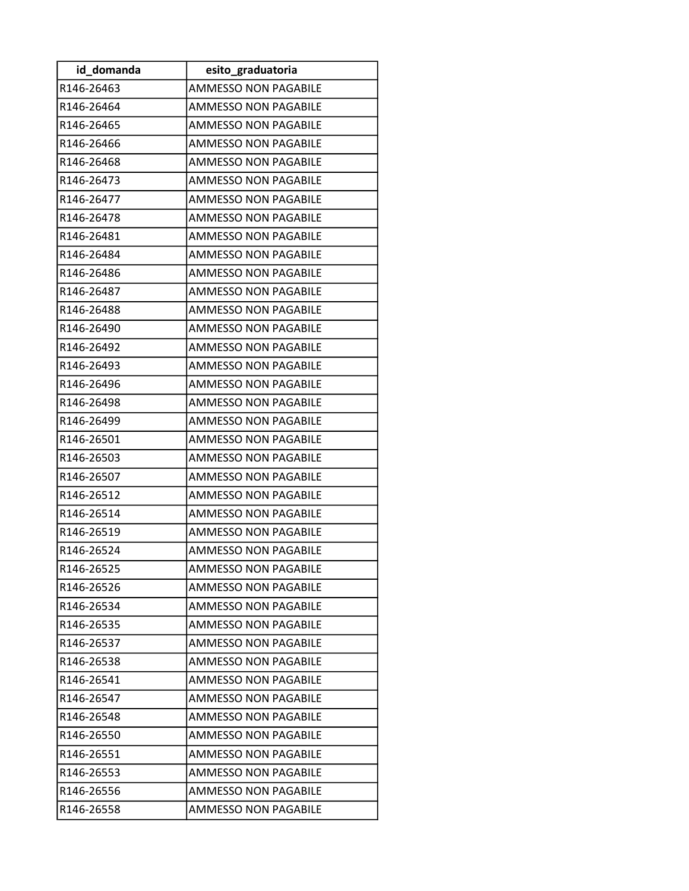| id_domanda | esito_graduatoria |
| --- | --- |
| R146-26463 | AMMESSO NON PAGABILE |
| R146-26464 | AMMESSO NON PAGABILE |
| R146-26465 | AMMESSO NON PAGABILE |
| R146-26466 | AMMESSO NON PAGABILE |
| R146-26468 | AMMESSO NON PAGABILE |
| R146-26473 | AMMESSO NON PAGABILE |
| R146-26477 | AMMESSO NON PAGABILE |
| R146-26478 | AMMESSO NON PAGABILE |
| R146-26481 | AMMESSO NON PAGABILE |
| R146-26484 | AMMESSO NON PAGABILE |
| R146-26486 | AMMESSO NON PAGABILE |
| R146-26487 | AMMESSO NON PAGABILE |
| R146-26488 | AMMESSO NON PAGABILE |
| R146-26490 | AMMESSO NON PAGABILE |
| R146-26492 | AMMESSO NON PAGABILE |
| R146-26493 | AMMESSO NON PAGABILE |
| R146-26496 | AMMESSO NON PAGABILE |
| R146-26498 | AMMESSO NON PAGABILE |
| R146-26499 | AMMESSO NON PAGABILE |
| R146-26501 | AMMESSO NON PAGABILE |
| R146-26503 | AMMESSO NON PAGABILE |
| R146-26507 | AMMESSO NON PAGABILE |
| R146-26512 | AMMESSO NON PAGABILE |
| R146-26514 | AMMESSO NON PAGABILE |
| R146-26519 | AMMESSO NON PAGABILE |
| R146-26524 | AMMESSO NON PAGABILE |
| R146-26525 | AMMESSO NON PAGABILE |
| R146-26526 | AMMESSO NON PAGABILE |
| R146-26534 | AMMESSO NON PAGABILE |
| R146-26535 | AMMESSO NON PAGABILE |
| R146-26537 | AMMESSO NON PAGABILE |
| R146-26538 | AMMESSO NON PAGABILE |
| R146-26541 | AMMESSO NON PAGABILE |
| R146-26547 | AMMESSO NON PAGABILE |
| R146-26548 | AMMESSO NON PAGABILE |
| R146-26550 | AMMESSO NON PAGABILE |
| R146-26551 | AMMESSO NON PAGABILE |
| R146-26553 | AMMESSO NON PAGABILE |
| R146-26556 | AMMESSO NON PAGABILE |
| R146-26558 | AMMESSO NON PAGABILE |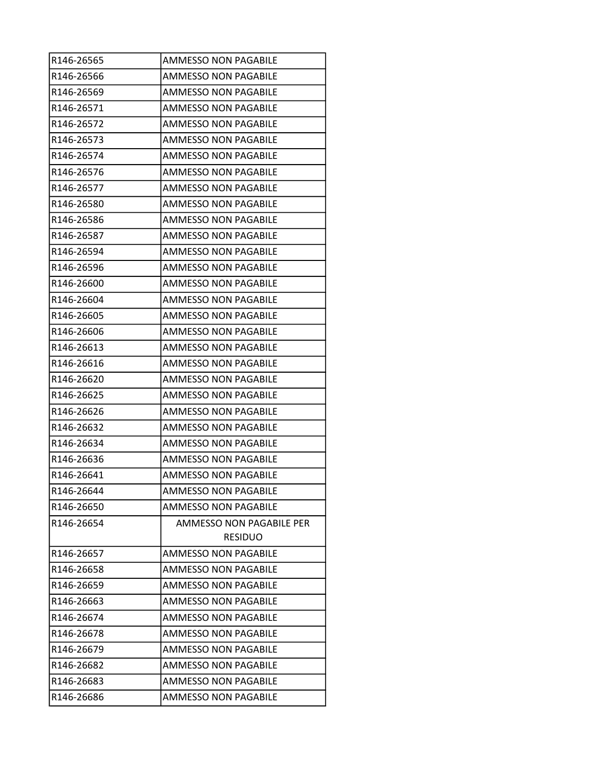| | |
|---|---|
| R146-26565 | AMMESSO NON PAGABILE |
| R146-26566 | AMMESSO NON PAGABILE |
| R146-26569 | AMMESSO NON PAGABILE |
| R146-26571 | AMMESSO NON PAGABILE |
| R146-26572 | AMMESSO NON PAGABILE |
| R146-26573 | AMMESSO NON PAGABILE |
| R146-26574 | AMMESSO NON PAGABILE |
| R146-26576 | AMMESSO NON PAGABILE |
| R146-26577 | AMMESSO NON PAGABILE |
| R146-26580 | AMMESSO NON PAGABILE |
| R146-26586 | AMMESSO NON PAGABILE |
| R146-26587 | AMMESSO NON PAGABILE |
| R146-26594 | AMMESSO NON PAGABILE |
| R146-26596 | AMMESSO NON PAGABILE |
| R146-26600 | AMMESSO NON PAGABILE |
| R146-26604 | AMMESSO NON PAGABILE |
| R146-26605 | AMMESSO NON PAGABILE |
| R146-26606 | AMMESSO NON PAGABILE |
| R146-26613 | AMMESSO NON PAGABILE |
| R146-26616 | AMMESSO NON PAGABILE |
| R146-26620 | AMMESSO NON PAGABILE |
| R146-26625 | AMMESSO NON PAGABILE |
| R146-26626 | AMMESSO NON PAGABILE |
| R146-26632 | AMMESSO NON PAGABILE |
| R146-26634 | AMMESSO NON PAGABILE |
| R146-26636 | AMMESSO NON PAGABILE |
| R146-26641 | AMMESSO NON PAGABILE |
| R146-26644 | AMMESSO NON PAGABILE |
| R146-26650 | AMMESSO NON PAGABILE |
| R146-26654 | AMMESSO NON PAGABILE PER RESIDUO |
| R146-26657 | AMMESSO NON PAGABILE |
| R146-26658 | AMMESSO NON PAGABILE |
| R146-26659 | AMMESSO NON PAGABILE |
| R146-26663 | AMMESSO NON PAGABILE |
| R146-26674 | AMMESSO NON PAGABILE |
| R146-26678 | AMMESSO NON PAGABILE |
| R146-26679 | AMMESSO NON PAGABILE |
| R146-26682 | AMMESSO NON PAGABILE |
| R146-26683 | AMMESSO NON PAGABILE |
| R146-26686 | AMMESSO NON PAGABILE |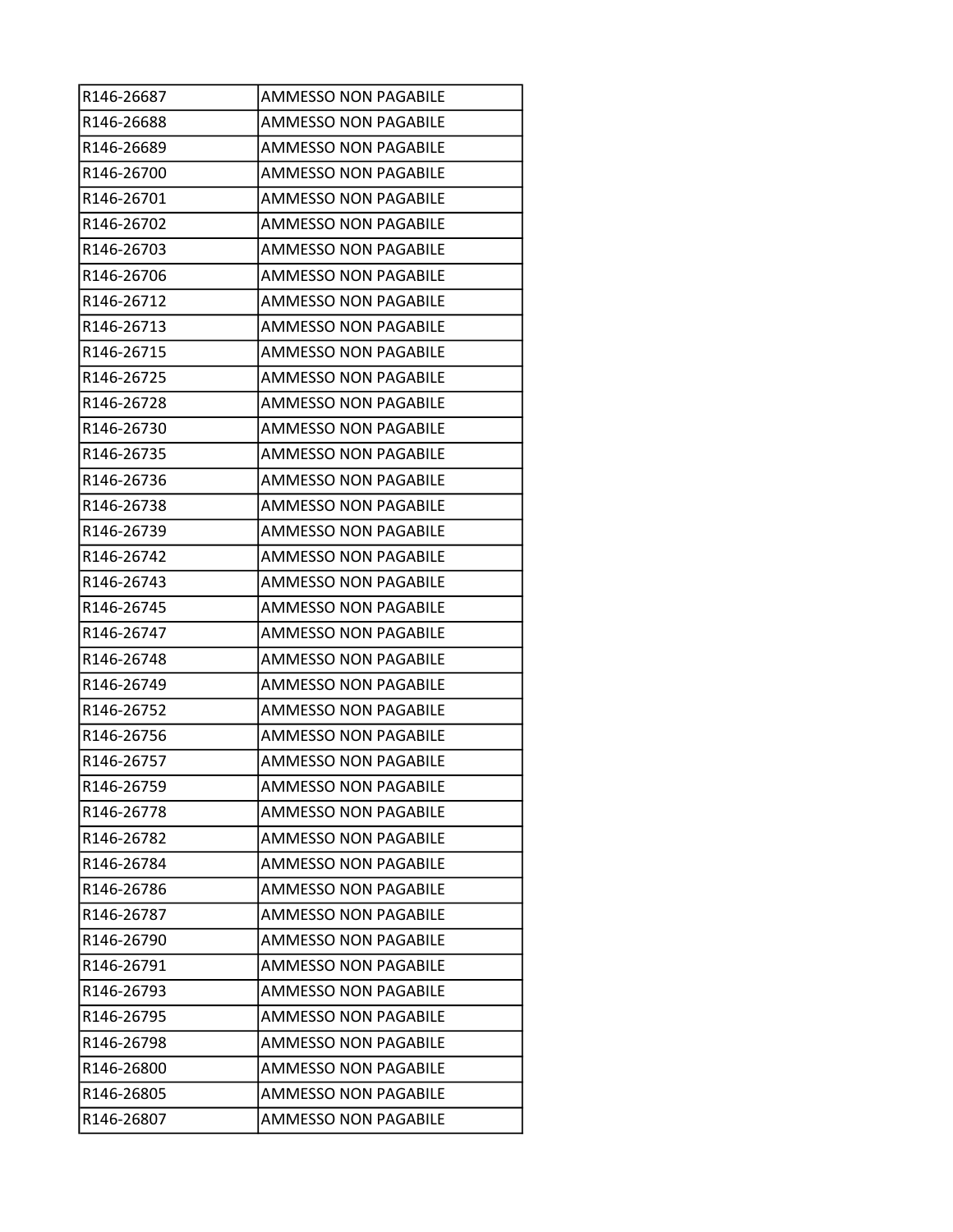| R146-26687 | AMMESSO NON PAGABILE |
|---|---|
| R146-26688 | AMMESSO NON PAGABILE |
| R146-26689 | AMMESSO NON PAGABILE |
| R146-26700 | AMMESSO NON PAGABILE |
| R146-26701 | AMMESSO NON PAGABILE |
| R146-26702 | AMMESSO NON PAGABILE |
| R146-26703 | AMMESSO NON PAGABILE |
| R146-26706 | AMMESSO NON PAGABILE |
| R146-26712 | AMMESSO NON PAGABILE |
| R146-26713 | AMMESSO NON PAGABILE |
| R146-26715 | AMMESSO NON PAGABILE |
| R146-26725 | AMMESSO NON PAGABILE |
| R146-26728 | AMMESSO NON PAGABILE |
| R146-26730 | AMMESSO NON PAGABILE |
| R146-26735 | AMMESSO NON PAGABILE |
| R146-26736 | AMMESSO NON PAGABILE |
| R146-26738 | AMMESSO NON PAGABILE |
| R146-26739 | AMMESSO NON PAGABILE |
| R146-26742 | AMMESSO NON PAGABILE |
| R146-26743 | AMMESSO NON PAGABILE |
| R146-26745 | AMMESSO NON PAGABILE |
| R146-26747 | AMMESSO NON PAGABILE |
| R146-26748 | AMMESSO NON PAGABILE |
| R146-26749 | AMMESSO NON PAGABILE |
| R146-26752 | AMMESSO NON PAGABILE |
| R146-26756 | AMMESSO NON PAGABILE |
| R146-26757 | AMMESSO NON PAGABILE |
| R146-26759 | AMMESSO NON PAGABILE |
| R146-26778 | AMMESSO NON PAGABILE |
| R146-26782 | AMMESSO NON PAGABILE |
| R146-26784 | AMMESSO NON PAGABILE |
| R146-26786 | AMMESSO NON PAGABILE |
| R146-26787 | AMMESSO NON PAGABILE |
| R146-26790 | AMMESSO NON PAGABILE |
| R146-26791 | AMMESSO NON PAGABILE |
| R146-26793 | AMMESSO NON PAGABILE |
| R146-26795 | AMMESSO NON PAGABILE |
| R146-26798 | AMMESSO NON PAGABILE |
| R146-26800 | AMMESSO NON PAGABILE |
| R146-26805 | AMMESSO NON PAGABILE |
| R146-26807 | AMMESSO NON PAGABILE |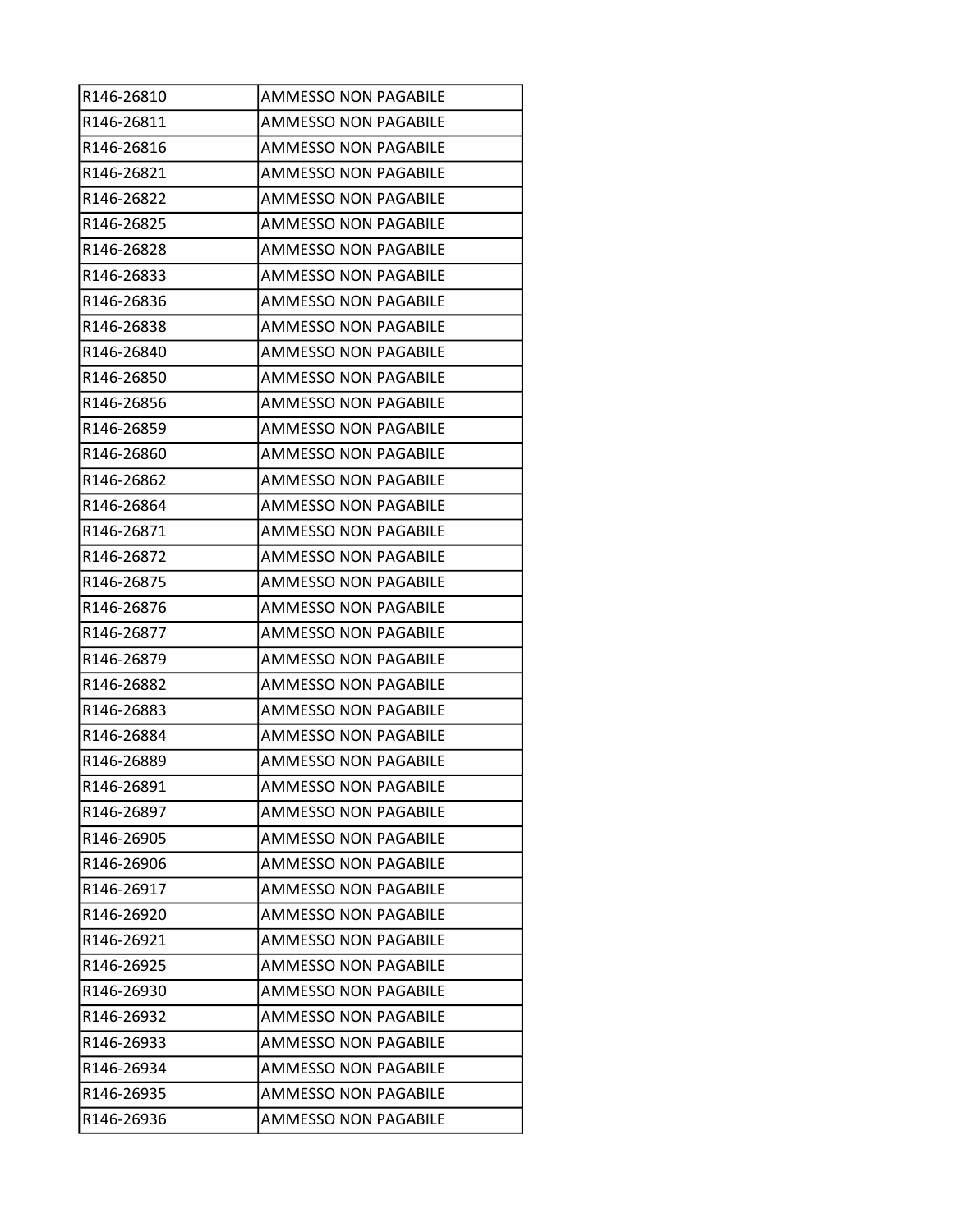| R146-26810 | AMMESSO NON PAGABILE |
|---|---|
| R146-26811 | AMMESSO NON PAGABILE |
| R146-26816 | AMMESSO NON PAGABILE |
| R146-26821 | AMMESSO NON PAGABILE |
| R146-26822 | AMMESSO NON PAGABILE |
| R146-26825 | AMMESSO NON PAGABILE |
| R146-26828 | AMMESSO NON PAGABILE |
| R146-26833 | AMMESSO NON PAGABILE |
| R146-26836 | AMMESSO NON PAGABILE |
| R146-26838 | AMMESSO NON PAGABILE |
| R146-26840 | AMMESSO NON PAGABILE |
| R146-26850 | AMMESSO NON PAGABILE |
| R146-26856 | AMMESSO NON PAGABILE |
| R146-26859 | AMMESSO NON PAGABILE |
| R146-26860 | AMMESSO NON PAGABILE |
| R146-26862 | AMMESSO NON PAGABILE |
| R146-26864 | AMMESSO NON PAGABILE |
| R146-26871 | AMMESSO NON PAGABILE |
| R146-26872 | AMMESSO NON PAGABILE |
| R146-26875 | AMMESSO NON PAGABILE |
| R146-26876 | AMMESSO NON PAGABILE |
| R146-26877 | AMMESSO NON PAGABILE |
| R146-26879 | AMMESSO NON PAGABILE |
| R146-26882 | AMMESSO NON PAGABILE |
| R146-26883 | AMMESSO NON PAGABILE |
| R146-26884 | AMMESSO NON PAGABILE |
| R146-26889 | AMMESSO NON PAGABILE |
| R146-26891 | AMMESSO NON PAGABILE |
| R146-26897 | AMMESSO NON PAGABILE |
| R146-26905 | AMMESSO NON PAGABILE |
| R146-26906 | AMMESSO NON PAGABILE |
| R146-26917 | AMMESSO NON PAGABILE |
| R146-26920 | AMMESSO NON PAGABILE |
| R146-26921 | AMMESSO NON PAGABILE |
| R146-26925 | AMMESSO NON PAGABILE |
| R146-26930 | AMMESSO NON PAGABILE |
| R146-26932 | AMMESSO NON PAGABILE |
| R146-26933 | AMMESSO NON PAGABILE |
| R146-26934 | AMMESSO NON PAGABILE |
| R146-26935 | AMMESSO NON PAGABILE |
| R146-26936 | AMMESSO NON PAGABILE |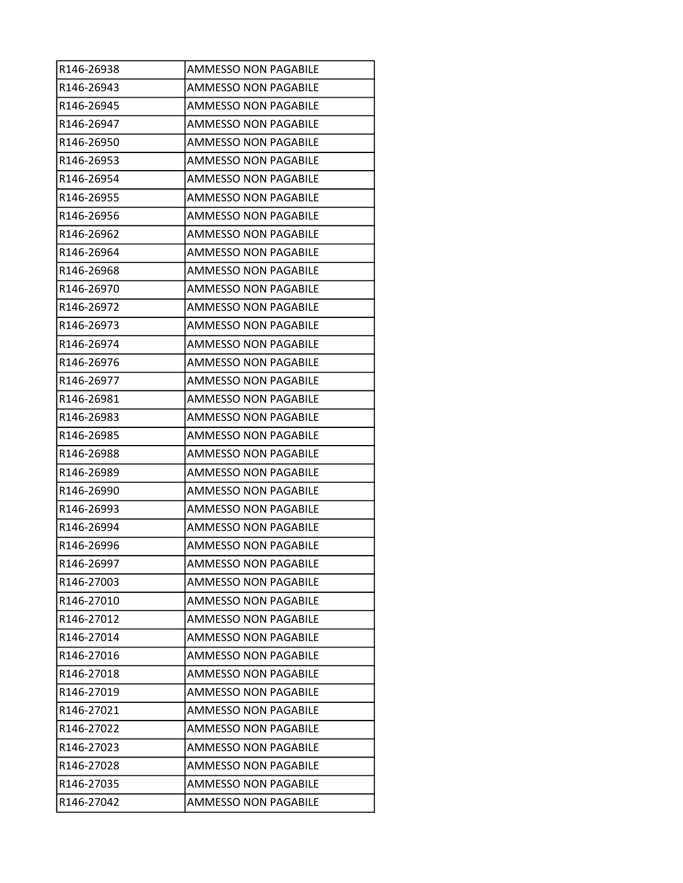| | |
|---|---|
| R146-26938 | AMMESSO NON PAGABILE |
| R146-26943 | AMMESSO NON PAGABILE |
| R146-26945 | AMMESSO NON PAGABILE |
| R146-26947 | AMMESSO NON PAGABILE |
| R146-26950 | AMMESSO NON PAGABILE |
| R146-26953 | AMMESSO NON PAGABILE |
| R146-26954 | AMMESSO NON PAGABILE |
| R146-26955 | AMMESSO NON PAGABILE |
| R146-26956 | AMMESSO NON PAGABILE |
| R146-26962 | AMMESSO NON PAGABILE |
| R146-26964 | AMMESSO NON PAGABILE |
| R146-26968 | AMMESSO NON PAGABILE |
| R146-26970 | AMMESSO NON PAGABILE |
| R146-26972 | AMMESSO NON PAGABILE |
| R146-26973 | AMMESSO NON PAGABILE |
| R146-26974 | AMMESSO NON PAGABILE |
| R146-26976 | AMMESSO NON PAGABILE |
| R146-26977 | AMMESSO NON PAGABILE |
| R146-26981 | AMMESSO NON PAGABILE |
| R146-26983 | AMMESSO NON PAGABILE |
| R146-26985 | AMMESSO NON PAGABILE |
| R146-26988 | AMMESSO NON PAGABILE |
| R146-26989 | AMMESSO NON PAGABILE |
| R146-26990 | AMMESSO NON PAGABILE |
| R146-26993 | AMMESSO NON PAGABILE |
| R146-26994 | AMMESSO NON PAGABILE |
| R146-26996 | AMMESSO NON PAGABILE |
| R146-26997 | AMMESSO NON PAGABILE |
| R146-27003 | AMMESSO NON PAGABILE |
| R146-27010 | AMMESSO NON PAGABILE |
| R146-27012 | AMMESSO NON PAGABILE |
| R146-27014 | AMMESSO NON PAGABILE |
| R146-27016 | AMMESSO NON PAGABILE |
| R146-27018 | AMMESSO NON PAGABILE |
| R146-27019 | AMMESSO NON PAGABILE |
| R146-27021 | AMMESSO NON PAGABILE |
| R146-27022 | AMMESSO NON PAGABILE |
| R146-27023 | AMMESSO NON PAGABILE |
| R146-27028 | AMMESSO NON PAGABILE |
| R146-27035 | AMMESSO NON PAGABILE |
| R146-27042 | AMMESSO NON PAGABILE |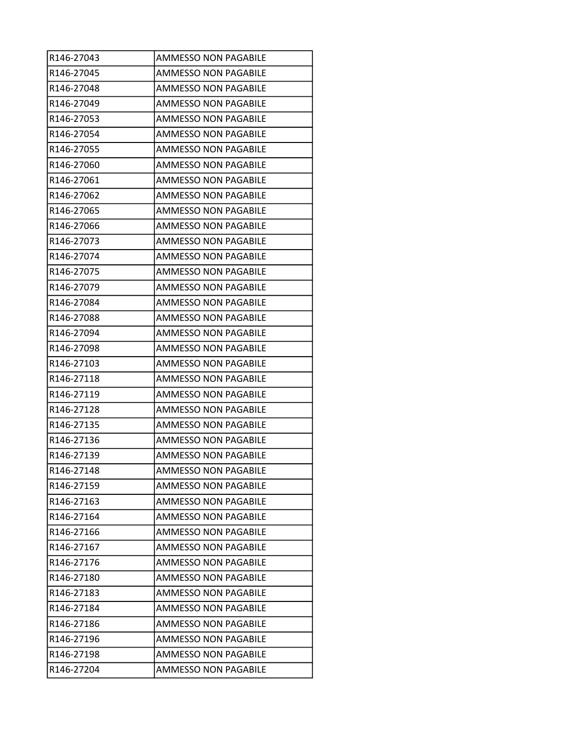| R146-27043 | AMMESSO NON PAGABILE |
|---|---|
| R146-27045 | AMMESSO NON PAGABILE |
| R146-27048 | AMMESSO NON PAGABILE |
| R146-27049 | AMMESSO NON PAGABILE |
| R146-27053 | AMMESSO NON PAGABILE |
| R146-27054 | AMMESSO NON PAGABILE |
| R146-27055 | AMMESSO NON PAGABILE |
| R146-27060 | AMMESSO NON PAGABILE |
| R146-27061 | AMMESSO NON PAGABILE |
| R146-27062 | AMMESSO NON PAGABILE |
| R146-27065 | AMMESSO NON PAGABILE |
| R146-27066 | AMMESSO NON PAGABILE |
| R146-27073 | AMMESSO NON PAGABILE |
| R146-27074 | AMMESSO NON PAGABILE |
| R146-27075 | AMMESSO NON PAGABILE |
| R146-27079 | AMMESSO NON PAGABILE |
| R146-27084 | AMMESSO NON PAGABILE |
| R146-27088 | AMMESSO NON PAGABILE |
| R146-27094 | AMMESSO NON PAGABILE |
| R146-27098 | AMMESSO NON PAGABILE |
| R146-27103 | AMMESSO NON PAGABILE |
| R146-27118 | AMMESSO NON PAGABILE |
| R146-27119 | AMMESSO NON PAGABILE |
| R146-27128 | AMMESSO NON PAGABILE |
| R146-27135 | AMMESSO NON PAGABILE |
| R146-27136 | AMMESSO NON PAGABILE |
| R146-27139 | AMMESSO NON PAGABILE |
| R146-27148 | AMMESSO NON PAGABILE |
| R146-27159 | AMMESSO NON PAGABILE |
| R146-27163 | AMMESSO NON PAGABILE |
| R146-27164 | AMMESSO NON PAGABILE |
| R146-27166 | AMMESSO NON PAGABILE |
| R146-27167 | AMMESSO NON PAGABILE |
| R146-27176 | AMMESSO NON PAGABILE |
| R146-27180 | AMMESSO NON PAGABILE |
| R146-27183 | AMMESSO NON PAGABILE |
| R146-27184 | AMMESSO NON PAGABILE |
| R146-27186 | AMMESSO NON PAGABILE |
| R146-27196 | AMMESSO NON PAGABILE |
| R146-27198 | AMMESSO NON PAGABILE |
| R146-27204 | AMMESSO NON PAGABILE |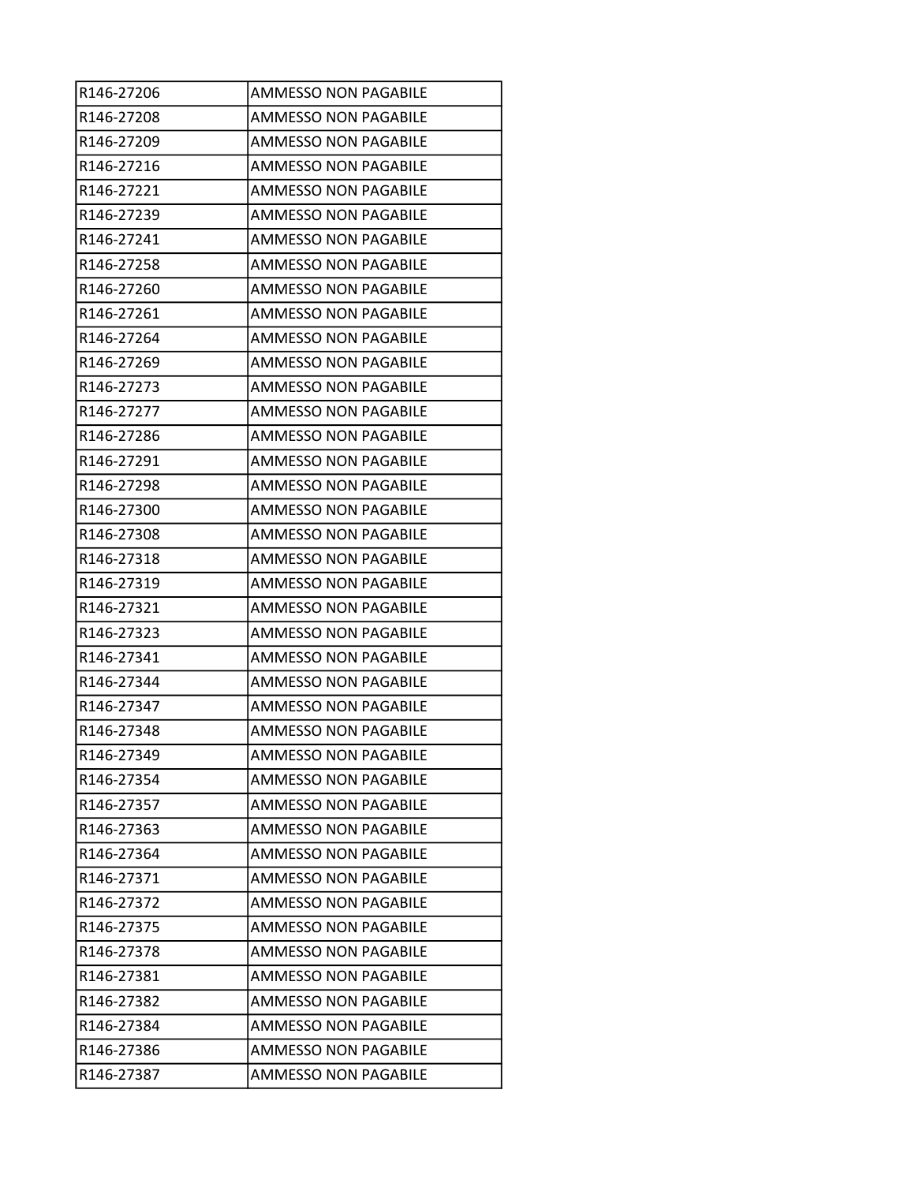| | |
|---|---|
| R146-27206 | AMMESSO NON PAGABILE |
| R146-27208 | AMMESSO NON PAGABILE |
| R146-27209 | AMMESSO NON PAGABILE |
| R146-27216 | AMMESSO NON PAGABILE |
| R146-27221 | AMMESSO NON PAGABILE |
| R146-27239 | AMMESSO NON PAGABILE |
| R146-27241 | AMMESSO NON PAGABILE |
| R146-27258 | AMMESSO NON PAGABILE |
| R146-27260 | AMMESSO NON PAGABILE |
| R146-27261 | AMMESSO NON PAGABILE |
| R146-27264 | AMMESSO NON PAGABILE |
| R146-27269 | AMMESSO NON PAGABILE |
| R146-27273 | AMMESSO NON PAGABILE |
| R146-27277 | AMMESSO NON PAGABILE |
| R146-27286 | AMMESSO NON PAGABILE |
| R146-27291 | AMMESSO NON PAGABILE |
| R146-27298 | AMMESSO NON PAGABILE |
| R146-27300 | AMMESSO NON PAGABILE |
| R146-27308 | AMMESSO NON PAGABILE |
| R146-27318 | AMMESSO NON PAGABILE |
| R146-27319 | AMMESSO NON PAGABILE |
| R146-27321 | AMMESSO NON PAGABILE |
| R146-27323 | AMMESSO NON PAGABILE |
| R146-27341 | AMMESSO NON PAGABILE |
| R146-27344 | AMMESSO NON PAGABILE |
| R146-27347 | AMMESSO NON PAGABILE |
| R146-27348 | AMMESSO NON PAGABILE |
| R146-27349 | AMMESSO NON PAGABILE |
| R146-27354 | AMMESSO NON PAGABILE |
| R146-27357 | AMMESSO NON PAGABILE |
| R146-27363 | AMMESSO NON PAGABILE |
| R146-27364 | AMMESSO NON PAGABILE |
| R146-27371 | AMMESSO NON PAGABILE |
| R146-27372 | AMMESSO NON PAGABILE |
| R146-27375 | AMMESSO NON PAGABILE |
| R146-27378 | AMMESSO NON PAGABILE |
| R146-27381 | AMMESSO NON PAGABILE |
| R146-27382 | AMMESSO NON PAGABILE |
| R146-27384 | AMMESSO NON PAGABILE |
| R146-27386 | AMMESSO NON PAGABILE |
| R146-27387 | AMMESSO NON PAGABILE |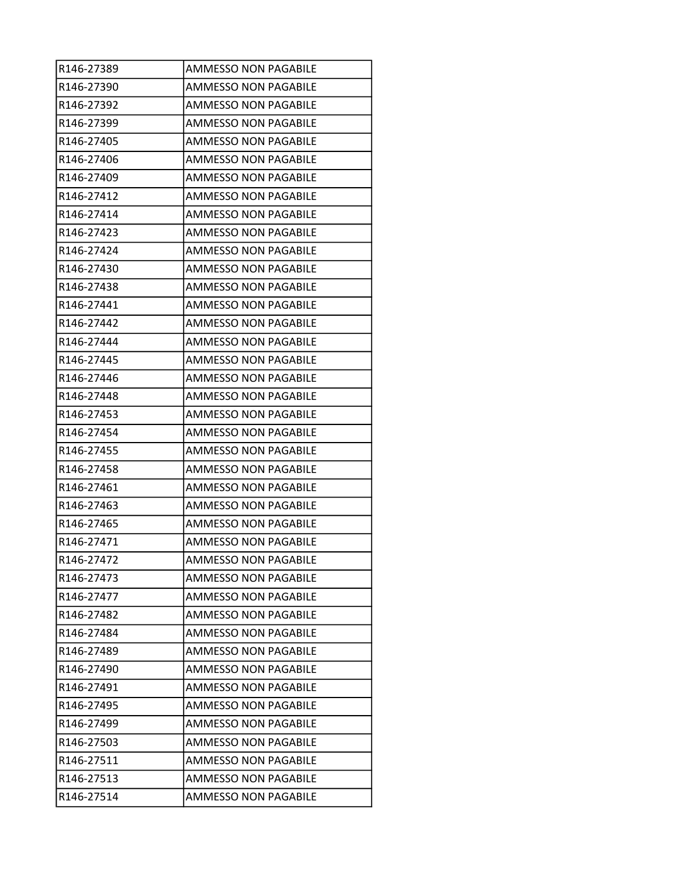| R146-27389 | AMMESSO NON PAGABILE |
|---|---|
| R146-27390 | AMMESSO NON PAGABILE |
| R146-27392 | AMMESSO NON PAGABILE |
| R146-27399 | AMMESSO NON PAGABILE |
| R146-27405 | AMMESSO NON PAGABILE |
| R146-27406 | AMMESSO NON PAGABILE |
| R146-27409 | AMMESSO NON PAGABILE |
| R146-27412 | AMMESSO NON PAGABILE |
| R146-27414 | AMMESSO NON PAGABILE |
| R146-27423 | AMMESSO NON PAGABILE |
| R146-27424 | AMMESSO NON PAGABILE |
| R146-27430 | AMMESSO NON PAGABILE |
| R146-27438 | AMMESSO NON PAGABILE |
| R146-27441 | AMMESSO NON PAGABILE |
| R146-27442 | AMMESSO NON PAGABILE |
| R146-27444 | AMMESSO NON PAGABILE |
| R146-27445 | AMMESSO NON PAGABILE |
| R146-27446 | AMMESSO NON PAGABILE |
| R146-27448 | AMMESSO NON PAGABILE |
| R146-27453 | AMMESSO NON PAGABILE |
| R146-27454 | AMMESSO NON PAGABILE |
| R146-27455 | AMMESSO NON PAGABILE |
| R146-27458 | AMMESSO NON PAGABILE |
| R146-27461 | AMMESSO NON PAGABILE |
| R146-27463 | AMMESSO NON PAGABILE |
| R146-27465 | AMMESSO NON PAGABILE |
| R146-27471 | AMMESSO NON PAGABILE |
| R146-27472 | AMMESSO NON PAGABILE |
| R146-27473 | AMMESSO NON PAGABILE |
| R146-27477 | AMMESSO NON PAGABILE |
| R146-27482 | AMMESSO NON PAGABILE |
| R146-27484 | AMMESSO NON PAGABILE |
| R146-27489 | AMMESSO NON PAGABILE |
| R146-27490 | AMMESSO NON PAGABILE |
| R146-27491 | AMMESSO NON PAGABILE |
| R146-27495 | AMMESSO NON PAGABILE |
| R146-27499 | AMMESSO NON PAGABILE |
| R146-27503 | AMMESSO NON PAGABILE |
| R146-27511 | AMMESSO NON PAGABILE |
| R146-27513 | AMMESSO NON PAGABILE |
| R146-27514 | AMMESSO NON PAGABILE |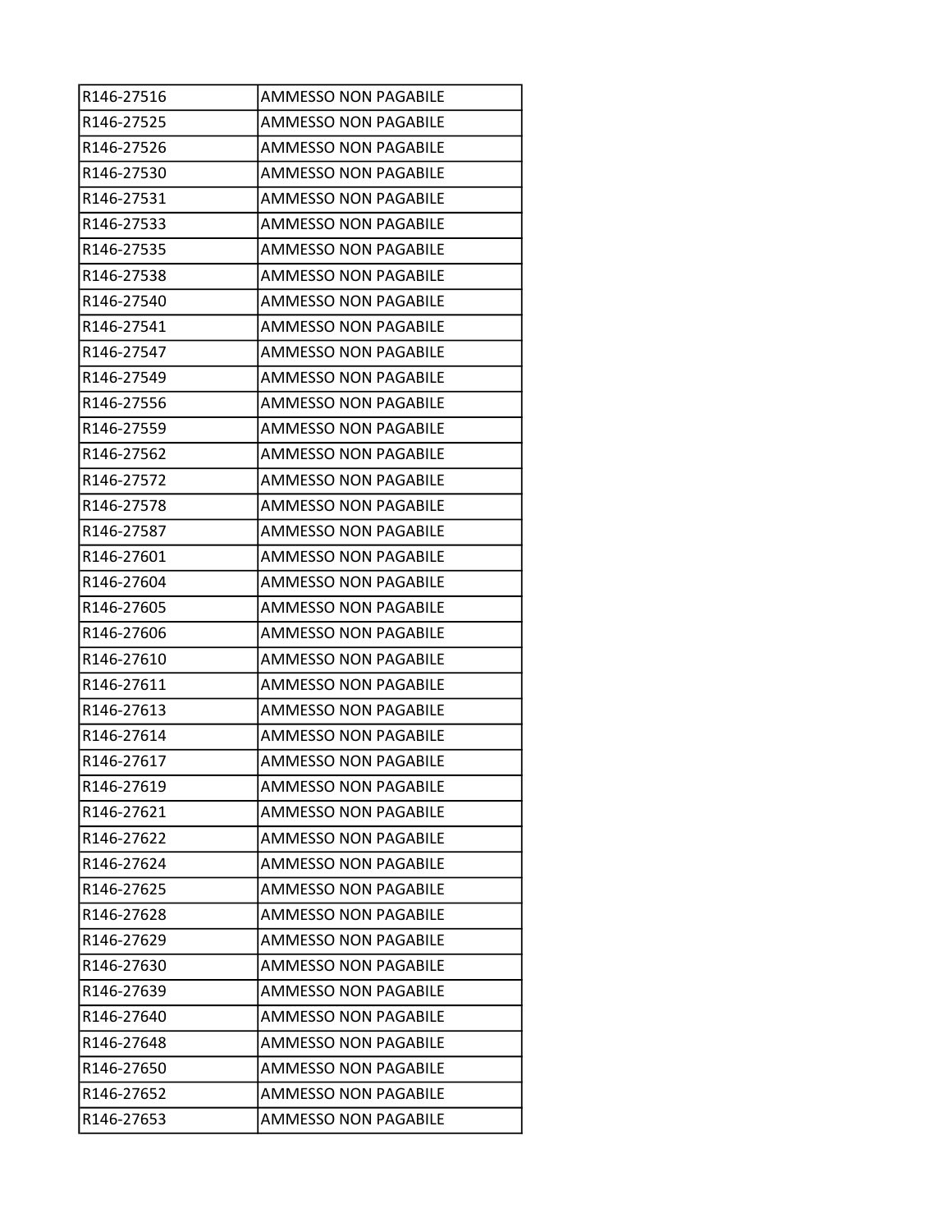| R146-27516 | AMMESSO NON PAGABILE |
|---|---|
| R146-27525 | AMMESSO NON PAGABILE |
| R146-27526 | AMMESSO NON PAGABILE |
| R146-27530 | AMMESSO NON PAGABILE |
| R146-27531 | AMMESSO NON PAGABILE |
| R146-27533 | AMMESSO NON PAGABILE |
| R146-27535 | AMMESSO NON PAGABILE |
| R146-27538 | AMMESSO NON PAGABILE |
| R146-27540 | AMMESSO NON PAGABILE |
| R146-27541 | AMMESSO NON PAGABILE |
| R146-27547 | AMMESSO NON PAGABILE |
| R146-27549 | AMMESSO NON PAGABILE |
| R146-27556 | AMMESSO NON PAGABILE |
| R146-27559 | AMMESSO NON PAGABILE |
| R146-27562 | AMMESSO NON PAGABILE |
| R146-27572 | AMMESSO NON PAGABILE |
| R146-27578 | AMMESSO NON PAGABILE |
| R146-27587 | AMMESSO NON PAGABILE |
| R146-27601 | AMMESSO NON PAGABILE |
| R146-27604 | AMMESSO NON PAGABILE |
| R146-27605 | AMMESSO NON PAGABILE |
| R146-27606 | AMMESSO NON PAGABILE |
| R146-27610 | AMMESSO NON PAGABILE |
| R146-27611 | AMMESSO NON PAGABILE |
| R146-27613 | AMMESSO NON PAGABILE |
| R146-27614 | AMMESSO NON PAGABILE |
| R146-27617 | AMMESSO NON PAGABILE |
| R146-27619 | AMMESSO NON PAGABILE |
| R146-27621 | AMMESSO NON PAGABILE |
| R146-27622 | AMMESSO NON PAGABILE |
| R146-27624 | AMMESSO NON PAGABILE |
| R146-27625 | AMMESSO NON PAGABILE |
| R146-27628 | AMMESSO NON PAGABILE |
| R146-27629 | AMMESSO NON PAGABILE |
| R146-27630 | AMMESSO NON PAGABILE |
| R146-27639 | AMMESSO NON PAGABILE |
| R146-27640 | AMMESSO NON PAGABILE |
| R146-27648 | AMMESSO NON PAGABILE |
| R146-27650 | AMMESSO NON PAGABILE |
| R146-27652 | AMMESSO NON PAGABILE |
| R146-27653 | AMMESSO NON PAGABILE |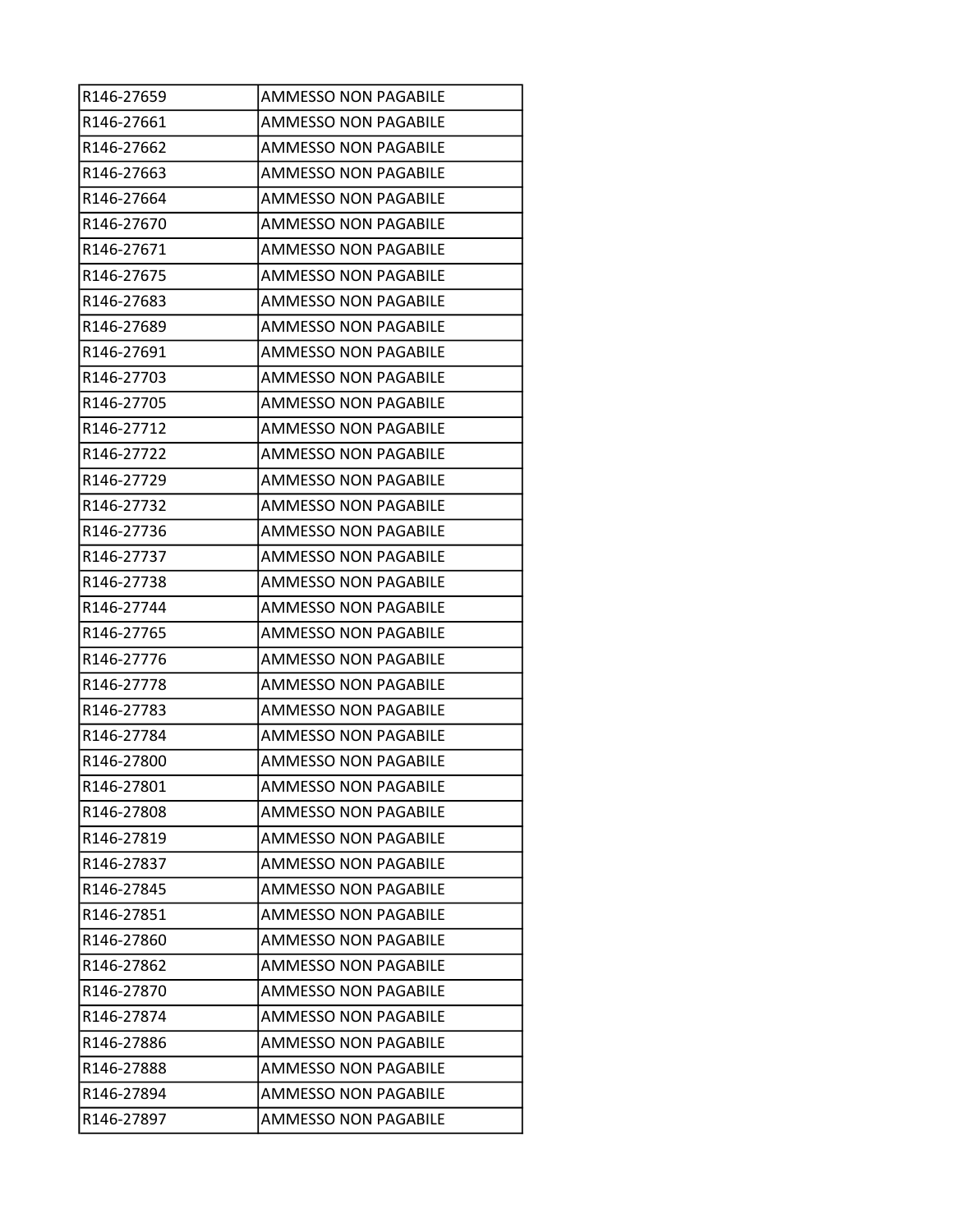| R146-27659 | AMMESSO NON PAGABILE |
|---|---|
| R146-27661 | AMMESSO NON PAGABILE |
| R146-27662 | AMMESSO NON PAGABILE |
| R146-27663 | AMMESSO NON PAGABILE |
| R146-27664 | AMMESSO NON PAGABILE |
| R146-27670 | AMMESSO NON PAGABILE |
| R146-27671 | AMMESSO NON PAGABILE |
| R146-27675 | AMMESSO NON PAGABILE |
| R146-27683 | AMMESSO NON PAGABILE |
| R146-27689 | AMMESSO NON PAGABILE |
| R146-27691 | AMMESSO NON PAGABILE |
| R146-27703 | AMMESSO NON PAGABILE |
| R146-27705 | AMMESSO NON PAGABILE |
| R146-27712 | AMMESSO NON PAGABILE |
| R146-27722 | AMMESSO NON PAGABILE |
| R146-27729 | AMMESSO NON PAGABILE |
| R146-27732 | AMMESSO NON PAGABILE |
| R146-27736 | AMMESSO NON PAGABILE |
| R146-27737 | AMMESSO NON PAGABILE |
| R146-27738 | AMMESSO NON PAGABILE |
| R146-27744 | AMMESSO NON PAGABILE |
| R146-27765 | AMMESSO NON PAGABILE |
| R146-27776 | AMMESSO NON PAGABILE |
| R146-27778 | AMMESSO NON PAGABILE |
| R146-27783 | AMMESSO NON PAGABILE |
| R146-27784 | AMMESSO NON PAGABILE |
| R146-27800 | AMMESSO NON PAGABILE |
| R146-27801 | AMMESSO NON PAGABILE |
| R146-27808 | AMMESSO NON PAGABILE |
| R146-27819 | AMMESSO NON PAGABILE |
| R146-27837 | AMMESSO NON PAGABILE |
| R146-27845 | AMMESSO NON PAGABILE |
| R146-27851 | AMMESSO NON PAGABILE |
| R146-27860 | AMMESSO NON PAGABILE |
| R146-27862 | AMMESSO NON PAGABILE |
| R146-27870 | AMMESSO NON PAGABILE |
| R146-27874 | AMMESSO NON PAGABILE |
| R146-27886 | AMMESSO NON PAGABILE |
| R146-27888 | AMMESSO NON PAGABILE |
| R146-27894 | AMMESSO NON PAGABILE |
| R146-27897 | AMMESSO NON PAGABILE |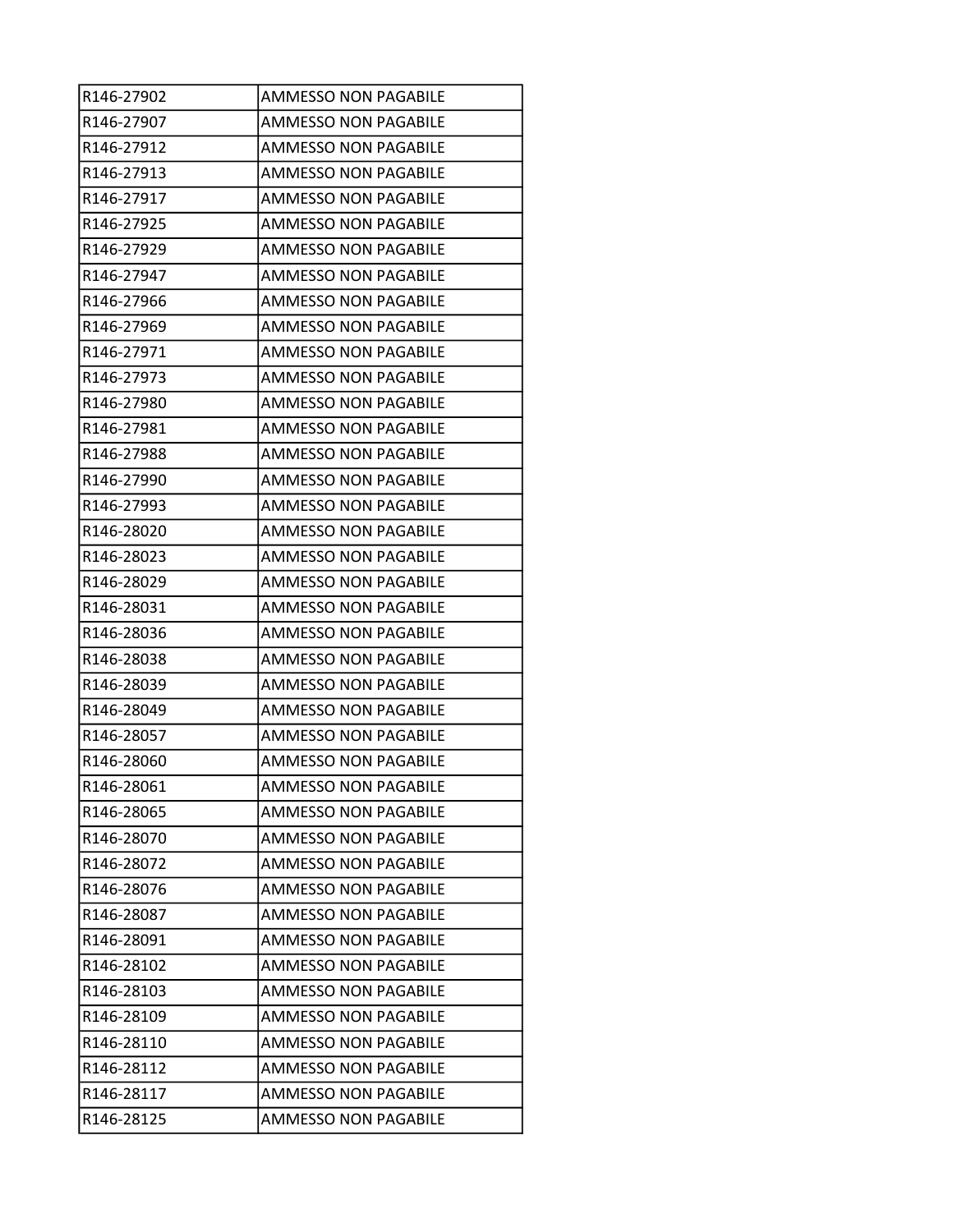| R146-27902 | AMMESSO NON PAGABILE |
|---|---|
| R146-27907 | AMMESSO NON PAGABILE |
| R146-27912 | AMMESSO NON PAGABILE |
| R146-27913 | AMMESSO NON PAGABILE |
| R146-27917 | AMMESSO NON PAGABILE |
| R146-27925 | AMMESSO NON PAGABILE |
| R146-27929 | AMMESSO NON PAGABILE |
| R146-27947 | AMMESSO NON PAGABILE |
| R146-27966 | AMMESSO NON PAGABILE |
| R146-27969 | AMMESSO NON PAGABILE |
| R146-27971 | AMMESSO NON PAGABILE |
| R146-27973 | AMMESSO NON PAGABILE |
| R146-27980 | AMMESSO NON PAGABILE |
| R146-27981 | AMMESSO NON PAGABILE |
| R146-27988 | AMMESSO NON PAGABILE |
| R146-27990 | AMMESSO NON PAGABILE |
| R146-27993 | AMMESSO NON PAGABILE |
| R146-28020 | AMMESSO NON PAGABILE |
| R146-28023 | AMMESSO NON PAGABILE |
| R146-28029 | AMMESSO NON PAGABILE |
| R146-28031 | AMMESSO NON PAGABILE |
| R146-28036 | AMMESSO NON PAGABILE |
| R146-28038 | AMMESSO NON PAGABILE |
| R146-28039 | AMMESSO NON PAGABILE |
| R146-28049 | AMMESSO NON PAGABILE |
| R146-28057 | AMMESSO NON PAGABILE |
| R146-28060 | AMMESSO NON PAGABILE |
| R146-28061 | AMMESSO NON PAGABILE |
| R146-28065 | AMMESSO NON PAGABILE |
| R146-28070 | AMMESSO NON PAGABILE |
| R146-28072 | AMMESSO NON PAGABILE |
| R146-28076 | AMMESSO NON PAGABILE |
| R146-28087 | AMMESSO NON PAGABILE |
| R146-28091 | AMMESSO NON PAGABILE |
| R146-28102 | AMMESSO NON PAGABILE |
| R146-28103 | AMMESSO NON PAGABILE |
| R146-28109 | AMMESSO NON PAGABILE |
| R146-28110 | AMMESSO NON PAGABILE |
| R146-28112 | AMMESSO NON PAGABILE |
| R146-28117 | AMMESSO NON PAGABILE |
| R146-28125 | AMMESSO NON PAGABILE |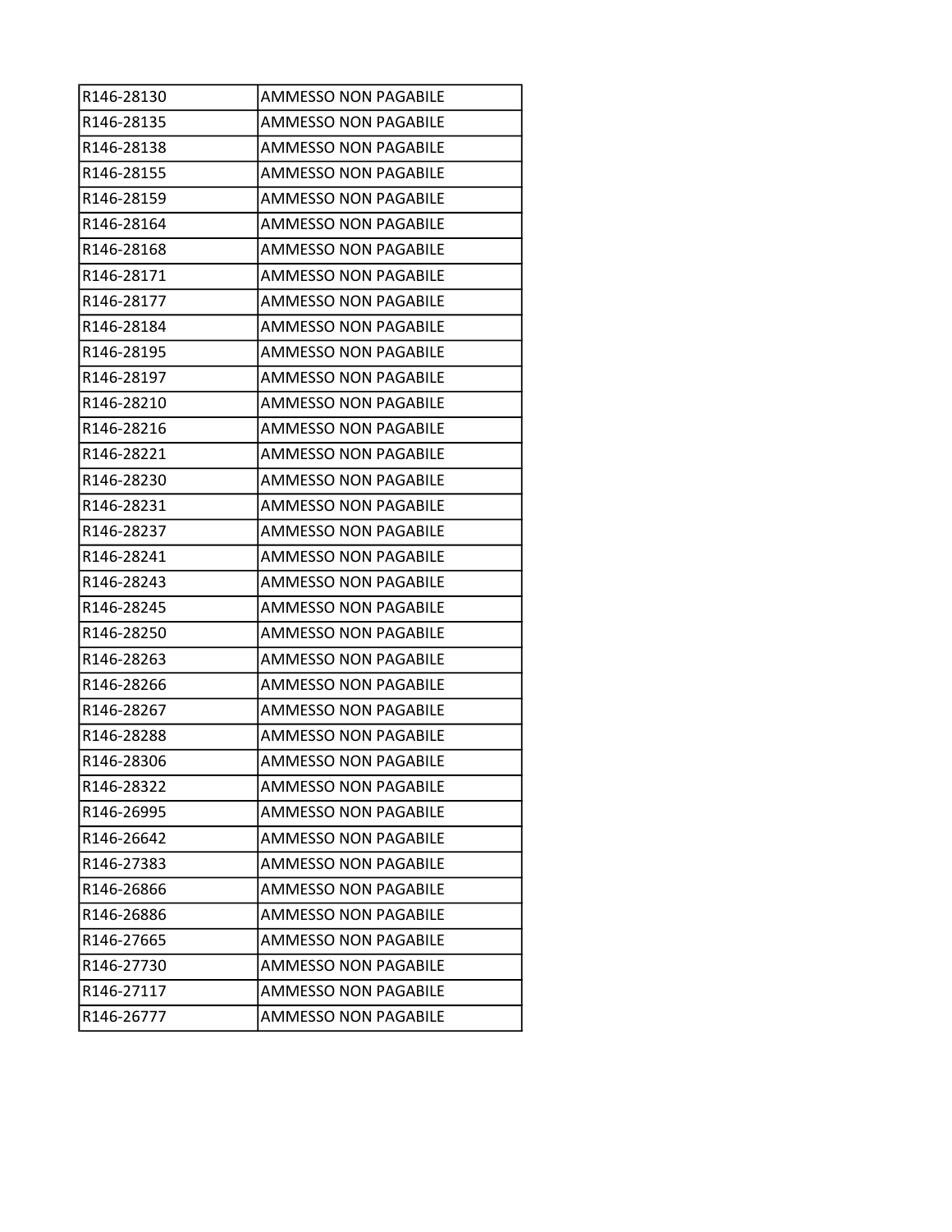| | |
|---|---|
| R146-28130 | AMMESSO NON PAGABILE |
| R146-28135 | AMMESSO NON PAGABILE |
| R146-28138 | AMMESSO NON PAGABILE |
| R146-28155 | AMMESSO NON PAGABILE |
| R146-28159 | AMMESSO NON PAGABILE |
| R146-28164 | AMMESSO NON PAGABILE |
| R146-28168 | AMMESSO NON PAGABILE |
| R146-28171 | AMMESSO NON PAGABILE |
| R146-28177 | AMMESSO NON PAGABILE |
| R146-28184 | AMMESSO NON PAGABILE |
| R146-28195 | AMMESSO NON PAGABILE |
| R146-28197 | AMMESSO NON PAGABILE |
| R146-28210 | AMMESSO NON PAGABILE |
| R146-28216 | AMMESSO NON PAGABILE |
| R146-28221 | AMMESSO NON PAGABILE |
| R146-28230 | AMMESSO NON PAGABILE |
| R146-28231 | AMMESSO NON PAGABILE |
| R146-28237 | AMMESSO NON PAGABILE |
| R146-28241 | AMMESSO NON PAGABILE |
| R146-28243 | AMMESSO NON PAGABILE |
| R146-28245 | AMMESSO NON PAGABILE |
| R146-28250 | AMMESSO NON PAGABILE |
| R146-28263 | AMMESSO NON PAGABILE |
| R146-28266 | AMMESSO NON PAGABILE |
| R146-28267 | AMMESSO NON PAGABILE |
| R146-28288 | AMMESSO NON PAGABILE |
| R146-28306 | AMMESSO NON PAGABILE |
| R146-28322 | AMMESSO NON PAGABILE |
| R146-26995 | AMMESSO NON PAGABILE |
| R146-26642 | AMMESSO NON PAGABILE |
| R146-27383 | AMMESSO NON PAGABILE |
| R146-26866 | AMMESSO NON PAGABILE |
| R146-26886 | AMMESSO NON PAGABILE |
| R146-27665 | AMMESSO NON PAGABILE |
| R146-27730 | AMMESSO NON PAGABILE |
| R146-27117 | AMMESSO NON PAGABILE |
| R146-26777 | AMMESSO NON PAGABILE |